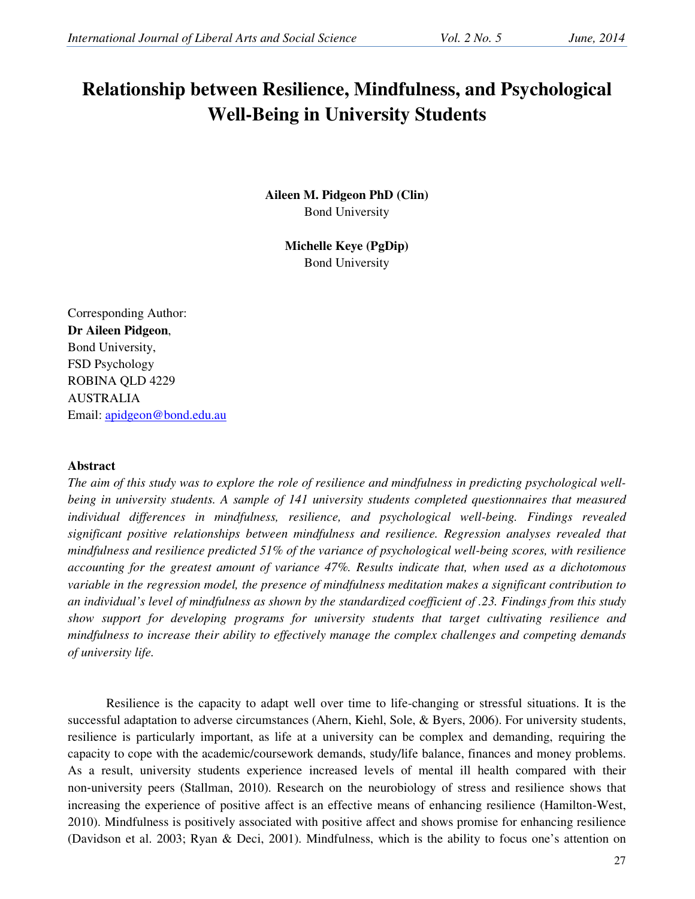# Relationship between Resilience, Mindfulness, and Psychological Well-Being in University Students

**Aileen M. Pidgeon PhD (Clin)**
Bond University

**Michelle Keye (PgDip)**
Bond University

Corresponding Author:
**Dr Aileen Pidgeon**,
Bond University,
FSD Psychology
ROBINA QLD 4229
AUSTRALIA
Email: apidgeon@bond.edu.au

### Abstract

*The aim of this study was to explore the role of resilience and mindfulness in predicting psychological well-being in university students. A sample of 141 university students completed questionnaires that measured individual differences in mindfulness, resilience, and psychological well-being. Findings revealed significant positive relationships between mindfulness and resilience. Regression analyses revealed that mindfulness and resilience predicted 51% of the variance of psychological well-being scores, with resilience accounting for the greatest amount of variance 47%. Results indicate that, when used as a dichotomous variable in the regression model, the presence of mindfulness meditation makes a significant contribution to an individual's level of mindfulness as shown by the standardized coefficient of .23. Findings from this study show support for developing programs for university students that target cultivating resilience and mindfulness to increase their ability to effectively manage the complex challenges and competing demands of university life.*

Resilience is the capacity to adapt well over time to life-changing or stressful situations. It is the successful adaptation to adverse circumstances (Ahern, Kiehl, Sole, & Byers, 2006). For university students, resilience is particularly important, as life at a university can be complex and demanding, requiring the capacity to cope with the academic/coursework demands, study/life balance, finances and money problems. As a result, university students experience increased levels of mental ill health compared with their non-university peers (Stallman, 2010). Research on the neurobiology of stress and resilience shows that increasing the experience of positive affect is an effective means of enhancing resilience (Hamilton-West, 2010). Mindfulness is positively associated with positive affect and shows promise for enhancing resilience (Davidson et al. 2003; Ryan & Deci, 2001). Mindfulness, which is the ability to focus one's attention on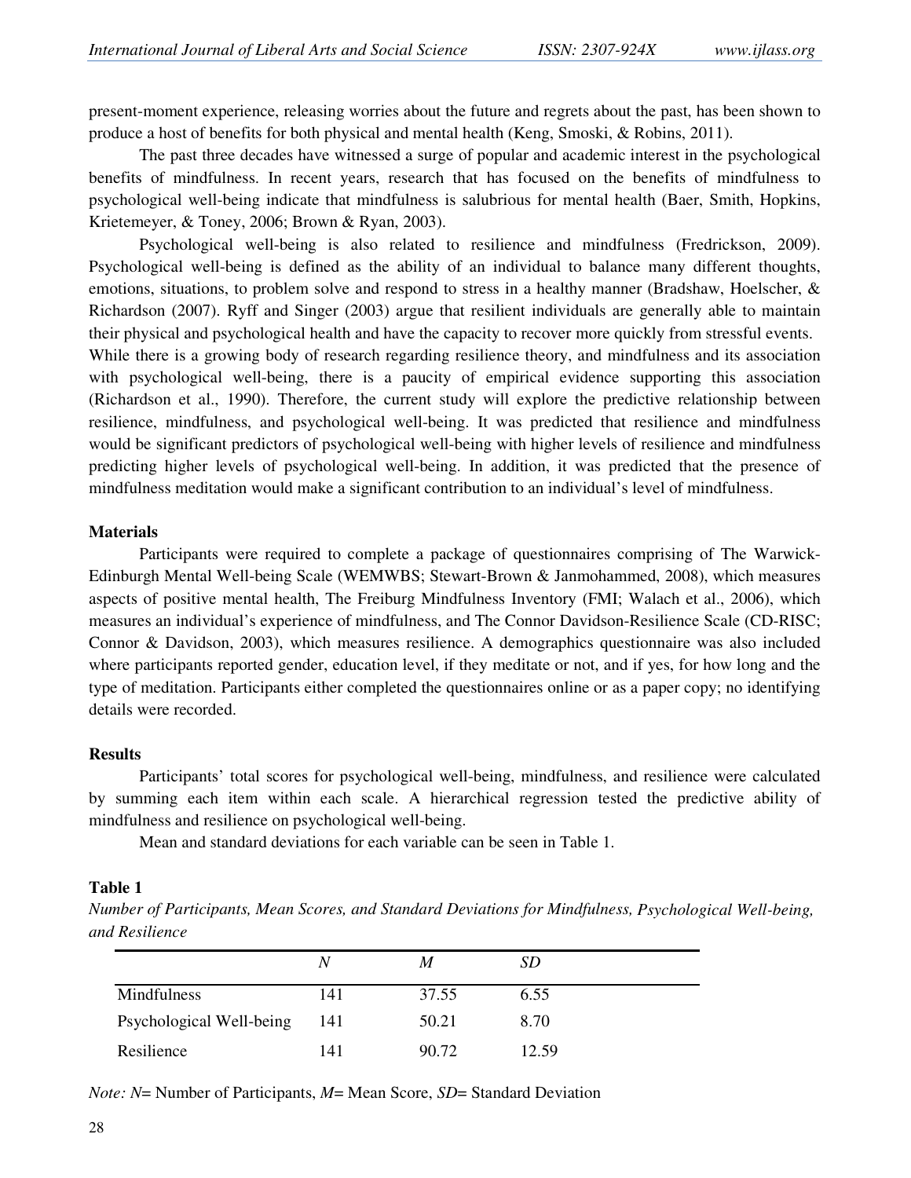present-moment experience, releasing worries about the future and regrets about the past, has been shown to produce a host of benefits for both physical and mental health (Keng, Smoski, & Robins, 2011).

The past three decades have witnessed a surge of popular and academic interest in the psychological benefits of mindfulness. In recent years, research that has focused on the benefits of mindfulness to psychological well-being indicate that mindfulness is salubrious for mental health (Baer, Smith, Hopkins, Krietemeyer, & Toney, 2006; Brown & Ryan, 2003).

Psychological well-being is also related to resilience and mindfulness (Fredrickson, 2009). Psychological well-being is defined as the ability of an individual to balance many different thoughts, emotions, situations, to problem solve and respond to stress in a healthy manner (Bradshaw, Hoelscher, & Richardson (2007). Ryff and Singer (2003) argue that resilient individuals are generally able to maintain their physical and psychological health and have the capacity to recover more quickly from stressful events. While there is a growing body of research regarding resilience theory, and mindfulness and its association with psychological well-being, there is a paucity of empirical evidence supporting this association (Richardson et al., 1990). Therefore, the current study will explore the predictive relationship between resilience, mindfulness, and psychological well-being. It was predicted that resilience and mindfulness would be significant predictors of psychological well-being with higher levels of resilience and mindfulness predicting higher levels of psychological well-being. In addition, it was predicted that the presence of mindfulness meditation would make a significant contribution to an individual's level of mindfulness.

### Materials

Participants were required to complete a package of questionnaires comprising of The Warwick-Edinburgh Mental Well-being Scale (WEMWBS; Stewart-Brown & Janmohammed, 2008), which measures aspects of positive mental health, The Freiburg Mindfulness Inventory (FMI; Walach et al., 2006), which measures an individual's experience of mindfulness, and The Connor Davidson-Resilience Scale (CD-RISC; Connor & Davidson, 2003), which measures resilience. A demographics questionnaire was also included where participants reported gender, education level, if they meditate or not, and if yes, for how long and the type of meditation. Participants either completed the questionnaires online or as a paper copy; no identifying details were recorded.

### Results

Participants' total scores for psychological well-being, mindfulness, and resilience were calculated by summing each item within each scale. A hierarchical regression tested the predictive ability of mindfulness and resilience on psychological well-being.

Mean and standard deviations for each variable can be seen in Table 1.

**Table 1**

*Number of Participants, Mean Scores, and Standard Deviations for Mindfulness, Psychological Well-being, and Resilience*

| | *N* | *M* | *SD* |
|---|---|---|---|
| Mindfulness | 141 | 37.55 | 6.55 |
| Psychological Well-being | 141 | 50.21 | 8.70 |
| Resilience | 141 | 90.72 | 12.59 |

*Note: N*= Number of Participants, *M*= Mean Score, *SD*= Standard Deviation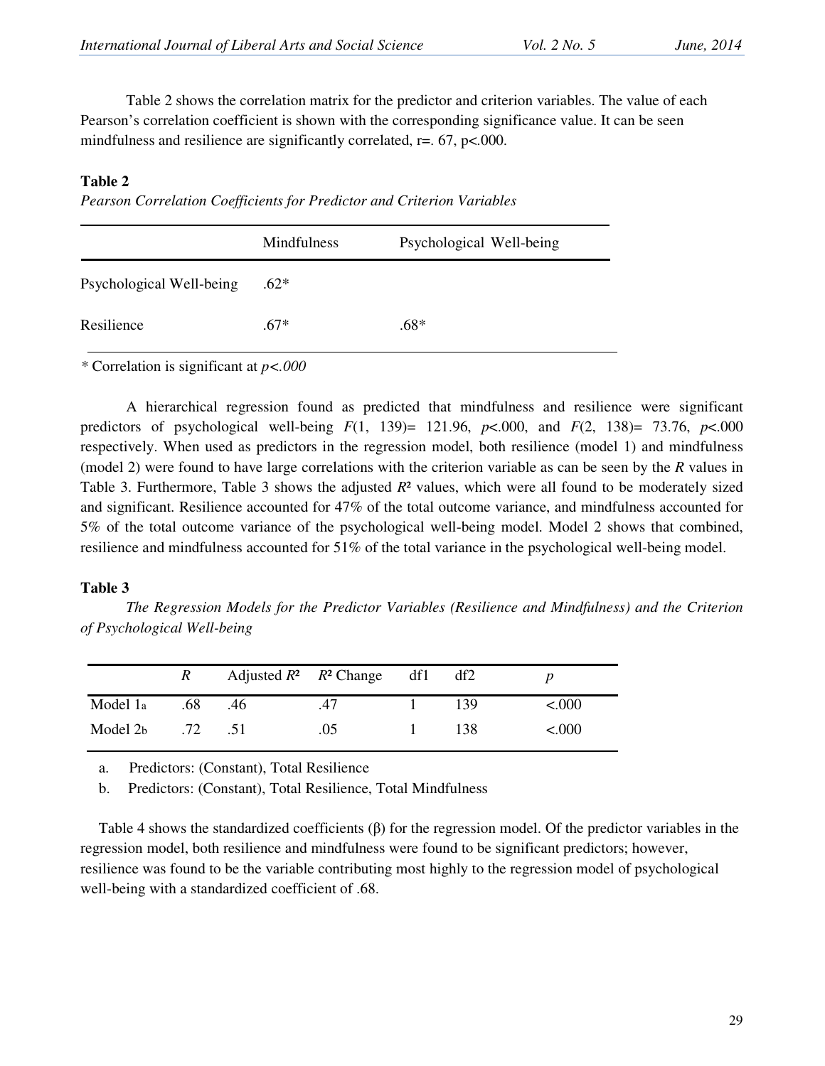Table 2 shows the correlation matrix for the predictor and criterion variables. The value of each Pearson's correlation coefficient is shown with the corresponding significance value. It can be seen mindfulness and resilience are significantly correlated, r=. 67, p<.000.

**Table 2**

*Pearson Correlation Coefficients for Predictor and Criterion Variables*

| | Mindfulness | Psychological Well-being |
|---|---|---|
| Psychological Well-being | .62* | |
| Resilience | .67* | .68* |

\* Correlation is significant at *p<.000*

A hierarchical regression found as predicted that mindfulness and resilience were significant predictors of psychological well-being $F(1, 139) = 121.96$, $p<.000$, and $F(2, 138) = 73.76$, $p<.000$ respectively. When used as predictors in the regression model, both resilience (model 1) and mindfulness (model 2) were found to have large correlations with the criterion variable as can be seen by the *R* values in Table 3. Furthermore, Table 3 shows the adjusted $R^2$ values, which were all found to be moderately sized and significant. Resilience accounted for 47% of the total outcome variance, and mindfulness accounted for 5% of the total outcome variance of the psychological well-being model. Model 2 shows that combined, resilience and mindfulness accounted for 51% of the total variance in the psychological well-being model.

**Table 3**

*The Regression Models for the Predictor Variables (Resilience and Mindfulness) and the Criterion of Psychological Well-being*

| | *R* | Adjusted $R^2$ | $R^2$ Change | df1 | df2 | *p* |
|---|---|---|---|---|---|---|
| Model 1a | .68 | .46 | .47 | 1 | 139 | <.000 |
| Model 2b | .72 | .51 | .05 | 1 | 138 | <.000 |

a. Predictors: (Constant), Total Resilience

b. Predictors: (Constant), Total Resilience, Total Mindfulness

Table 4 shows the standardized coefficients (β) for the regression model. Of the predictor variables in the regression model, both resilience and mindfulness were found to be significant predictors; however, resilience was found to be the variable contributing most highly to the regression model of psychological well-being with a standardized coefficient of .68.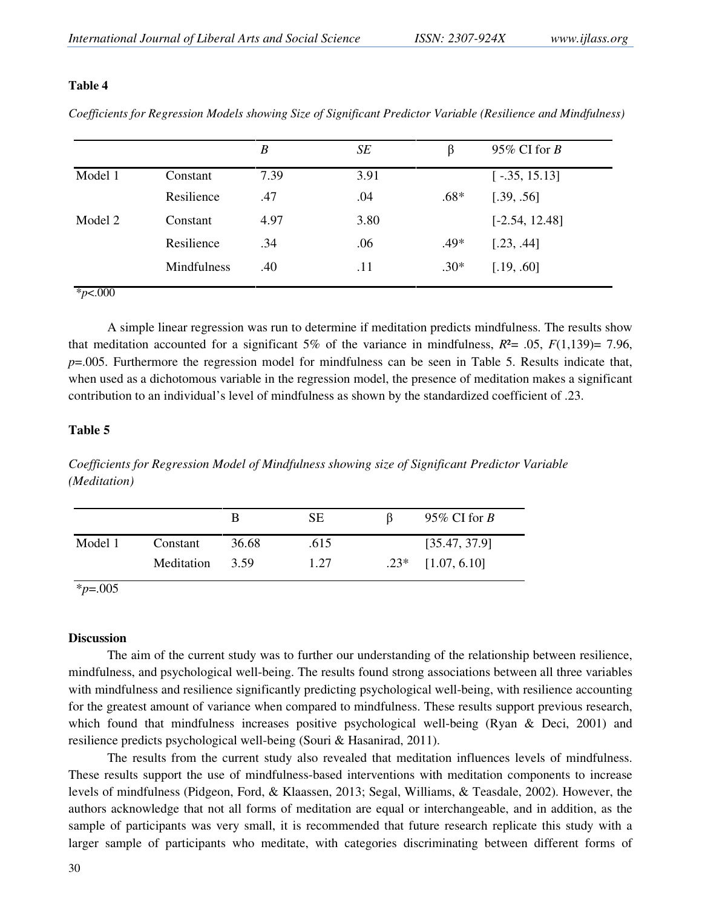**Table 4**

*Coefficients for Regression Models showing Size of Significant Predictor Variable (Resilience and Mindfulness)*

| | | *B* | *SE* | β | 95% CI for *B* |
|---|---|---|---|---|---|
| Model 1 | Constant | 7.39 | 3.91 | | [ -.35, 15.13] |
| | Resilience | .47 | .04 | .68* | [.39, .56] |
| Model 2 | Constant | 4.97 | 3.80 | | [-2.54, 12.48] |
| | Resilience | .34 | .06 | .49* | [.23, .44] |
| | Mindfulness | .40 | .11 | .30* | [.19, .60] |

*$p$<.000

A simple linear regression was run to determine if meditation predicts mindfulness. The results show that meditation accounted for a significant 5% of the variance in mindfulness, $R^2$= .05, $F(1,139)$= 7.96, $p$=.005. Furthermore the regression model for mindfulness can be seen in Table 5. Results indicate that, when used as a dichotomous variable in the regression model, the presence of meditation makes a significant contribution to an individual's level of mindfulness as shown by the standardized coefficient of .23.

**Table 5**

*Coefficients for Regression Model of Mindfulness showing size of Significant Predictor Variable (Meditation)*

| | | B | SE | β | 95% CI for *B* |
|---|---|---|---|---|---|
| Model 1 | Constant | 36.68 | .615 | | [35.47, 37.9] |
| | Meditation | 3.59 | 1.27 | .23* | [1.07, 6.10] |

*$p$=.005

**Discussion**

The aim of the current study was to further our understanding of the relationship between resilience, mindfulness, and psychological well-being. The results found strong associations between all three variables with mindfulness and resilience significantly predicting psychological well-being, with resilience accounting for the greatest amount of variance when compared to mindfulness. These results support previous research, which found that mindfulness increases positive psychological well-being (Ryan & Deci, 2001) and resilience predicts psychological well-being (Souri & Hasanirad, 2011).

The results from the current study also revealed that meditation influences levels of mindfulness. These results support the use of mindfulness-based interventions with meditation components to increase levels of mindfulness (Pidgeon, Ford, & Klaassen, 2013; Segal, Williams, & Teasdale, 2002). However, the authors acknowledge that not all forms of meditation are equal or interchangeable, and in addition, as the sample of participants was very small, it is recommended that future research replicate this study with a larger sample of participants who meditate, with categories discriminating between different forms of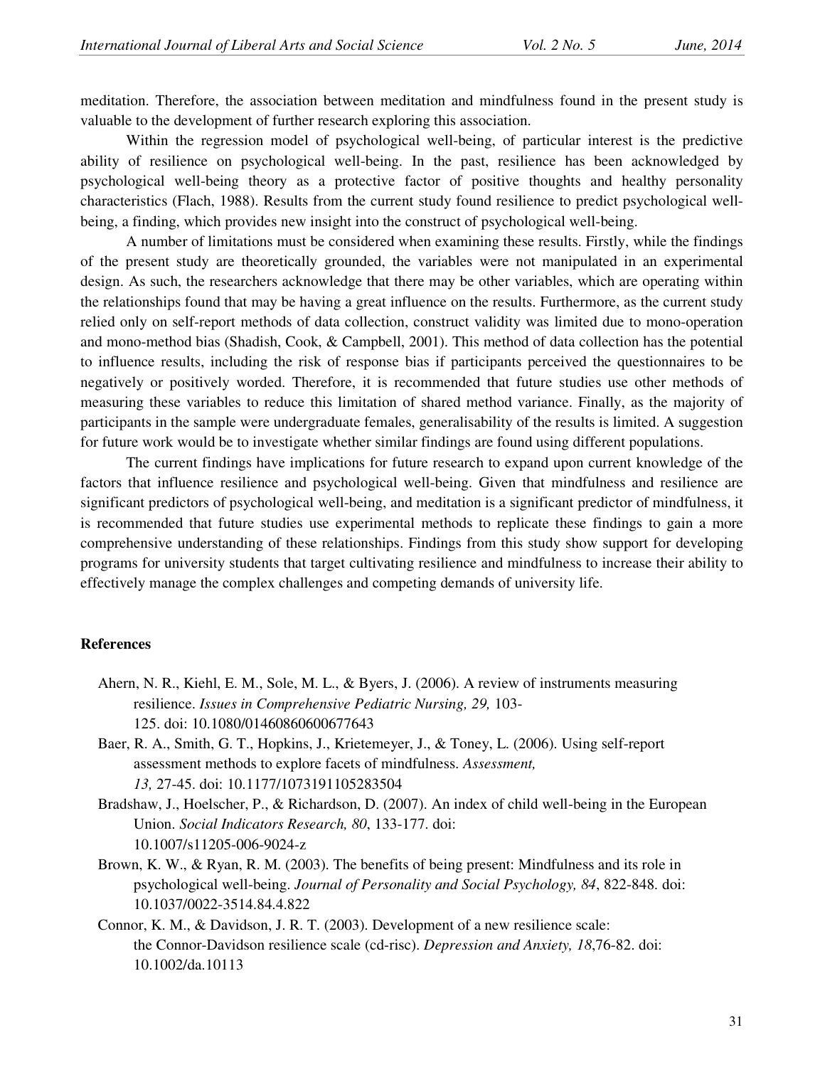meditation. Therefore, the association between meditation and mindfulness found in the present study is valuable to the development of further research exploring this association.

Within the regression model of psychological well-being, of particular interest is the predictive ability of resilience on psychological well-being. In the past, resilience has been acknowledged by psychological well-being theory as a protective factor of positive thoughts and healthy personality characteristics (Flach, 1988). Results from the current study found resilience to predict psychological well-being, a finding, which provides new insight into the construct of psychological well-being.

A number of limitations must be considered when examining these results. Firstly, while the findings of the present study are theoretically grounded, the variables were not manipulated in an experimental design. As such, the researchers acknowledge that there may be other variables, which are operating within the relationships found that may be having a great influence on the results. Furthermore, as the current study relied only on self-report methods of data collection, construct validity was limited due to mono-operation and mono-method bias (Shadish, Cook, & Campbell, 2001). This method of data collection has the potential to influence results, including the risk of response bias if participants perceived the questionnaires to be negatively or positively worded. Therefore, it is recommended that future studies use other methods of measuring these variables to reduce this limitation of shared method variance. Finally, as the majority of participants in the sample were undergraduate females, generalisability of the results is limited. A suggestion for future work would be to investigate whether similar findings are found using different populations.

The current findings have implications for future research to expand upon current knowledge of the factors that influence resilience and psychological well-being. Given that mindfulness and resilience are significant predictors of psychological well-being, and meditation is a significant predictor of mindfulness, it is recommended that future studies use experimental methods to replicate these findings to gain a more comprehensive understanding of these relationships. Findings from this study show support for developing programs for university students that target cultivating resilience and mindfulness to increase their ability to effectively manage the complex challenges and competing demands of university life.

## References

Ahern, N. R., Kiehl, E. M., Sole, M. L., & Byers, J. (2006). A review of instruments measuring resilience. *Issues in Comprehensive Pediatric Nursing, 29,* 103-125. doi: 10.1080/01460860600677643

Baer, R. A., Smith, G. T., Hopkins, J., Krietemeyer, J., & Toney, L. (2006). Using self-report assessment methods to explore facets of mindfulness. *Assessment, 13,* 27-45. doi: 10.1177/1073191105283504

Bradshaw, J., Hoelscher, P., & Richardson, D. (2007). An index of child well-being in the European Union. *Social Indicators Research, 80*, 133-177. doi: 10.1007/s11205-006-9024-z

Brown, K. W., & Ryan, R. M. (2003). The benefits of being present: Mindfulness and its role in psychological well-being. *Journal of Personality and Social Psychology, 84*, 822-848. doi: 10.1037/0022-3514.84.4.822

Connor, K. M., & Davidson, J. R. T. (2003). Development of a new resilience scale: the Connor-Davidson resilience scale (cd-risc). *Depression and Anxiety, 18*,76-82. doi: 10.1002/da.10113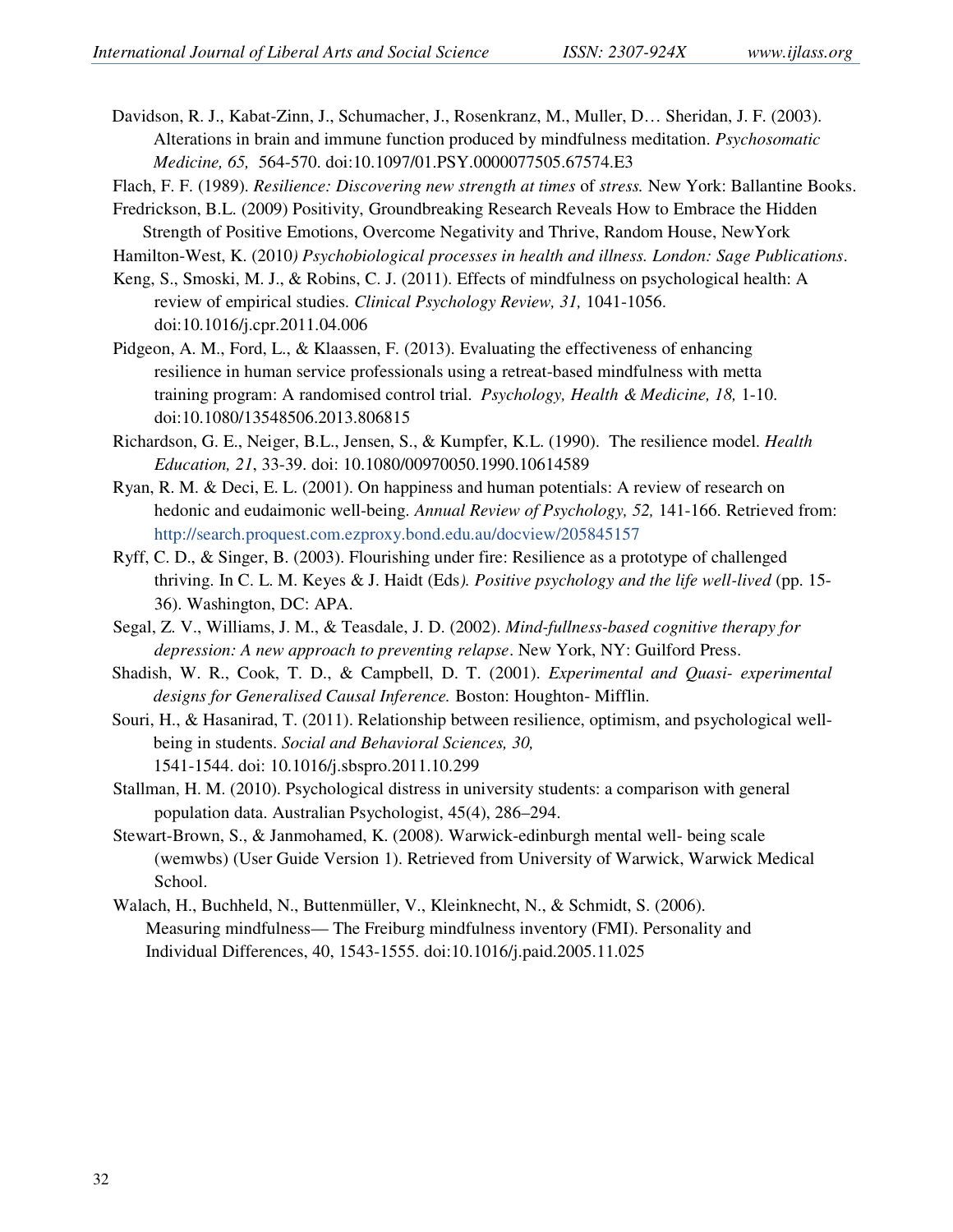Davidson, R. J., Kabat-Zinn, J., Schumacher, J., Rosenkranz, M., Muller, D… Sheridan, J. F. (2003). Alterations in brain and immune function produced by mindfulness meditation. *Psychosomatic Medicine, 65,* 564-570. doi:10.1097/01.PSY.0000077505.67574.E3

Flach, F. F. (1989). *Resilience: Discovering new strength at times* of *stress.* New York: Ballantine Books.

Fredrickson, B.L. (2009) Positivity, Groundbreaking Research Reveals How to Embrace the Hidden Strength of Positive Emotions, Overcome Negativity and Thrive, Random House, NewYork

Hamilton-West, K. (2010*) Psychobiological processes in health and illness. London: Sage Publications*.

Keng, S., Smoski, M. J., & Robins, C. J. (2011). Effects of mindfulness on psychological health: A review of empirical studies. *Clinical Psychology Review, 31,* 1041-1056. doi:10.1016/j.cpr.2011.04.006

Pidgeon, A. M., Ford, L., & Klaassen, F. (2013). Evaluating the effectiveness of enhancing resilience in human service professionals using a retreat-based mindfulness with metta training program: A randomised control trial. *Psychology, Health & Medicine, 18,* 1-10. doi:10.1080/13548506.2013.806815

Richardson, G. E., Neiger, B.L., Jensen, S., & Kumpfer, K.L. (1990). The resilience model. *Health Education, 21*, 33-39. doi: 10.1080/00970050.1990.10614589

Ryan, R. M. & Deci, E. L. (2001). On happiness and human potentials: A review of research on hedonic and eudaimonic well-being. *Annual Review of Psychology, 52,* 141-166. Retrieved from: http://search.proquest.com.ezproxy.bond.edu.au/docview/205845157

Ryff, C. D., & Singer, B. (2003). Flourishing under fire: Resilience as a prototype of challenged thriving. In C. L. M. Keyes & J. Haidt (Eds*). Positive psychology and the life well-lived* (pp. 15-36). Washington, DC: APA.

Segal, Z. V., Williams, J. M., & Teasdale, J. D. (2002). *Mind-fullness-based cognitive therapy for depression: A new approach to preventing relapse*. New York, NY: Guilford Press.

Shadish, W. R., Cook, T. D., & Campbell, D. T. (2001). *Experimental and Quasi- experimental designs for Generalised Causal Inference.* Boston: Houghton- Mifflin.

Souri, H., & Hasanirad, T. (2011). Relationship between resilience, optimism, and psychological well-being in students. *Social and Behavioral Sciences, 30,* 1541-1544. doi: 10.1016/j.sbspro.2011.10.299

Stallman, H. M. (2010). Psychological distress in university students: a comparison with general population data. Australian Psychologist, 45(4), 286–294.

Stewart-Brown, S., & Janmohamed, K. (2008). Warwick-edinburgh mental well- being scale (wemwbs) (User Guide Version 1). Retrieved from University of Warwick, Warwick Medical School.

Walach, H., Buchheld, N., Buttenmüller, V., Kleinknecht, N., & Schmidt, S. (2006). Measuring mindfulness— The Freiburg mindfulness inventory (FMI). Personality and Individual Differences, 40, 1543-1555. doi:10.1016/j.paid.2005.11.025